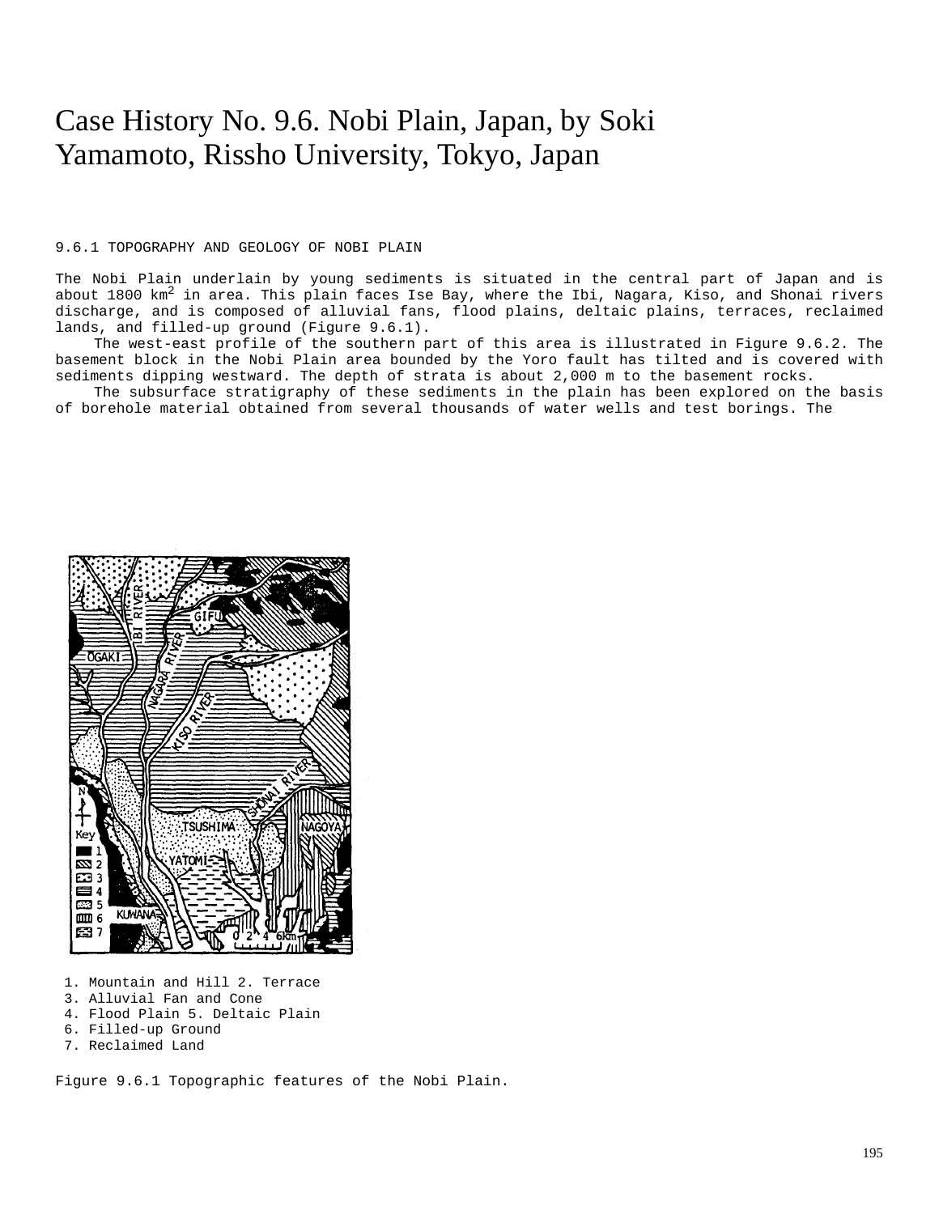# Case History No. 9.6. Nobi Plain, Japan, by Soki Yamamoto, Rissho University, Tokyo, Japan

## 9.6.1 TOPOGRAPHY AND GEOLOGY OF NOBI PLAIN

The Nobi Plain underlain by young sediments is situated in the central part of Japan and is about 1800 km$^2$ in area. This plain faces Ise Bay, where the Ibi, Nagara, Kiso, and Shonai rivers discharge, and is composed of alluvial fans, flood plains, deltaic plains, terraces, reclaimed lands, and filled-up ground (Figure 9.6.1).

The west-east profile of the southern part of this area is illustrated in Figure 9.6.2. The basement block in the Nobi Plain area bounded by the Yoro fault has tilted and is covered with sediments dipping westward. The depth of strata is about 2,000 m to the basement rocks.

The subsurface stratigraphy of these sediments in the plain has been explored on the basis of borehole material obtained from several thousands of water wells and test borings. The

1. Mountain and Hill 2. Terrace
3. Alluvial Fan and Cone
4. Flood Plain 5. Deltaic Plain
6. Filled-up Ground
7. Reclaimed Land

Figure 9.6.1 Topographic features of the Nobi Plain.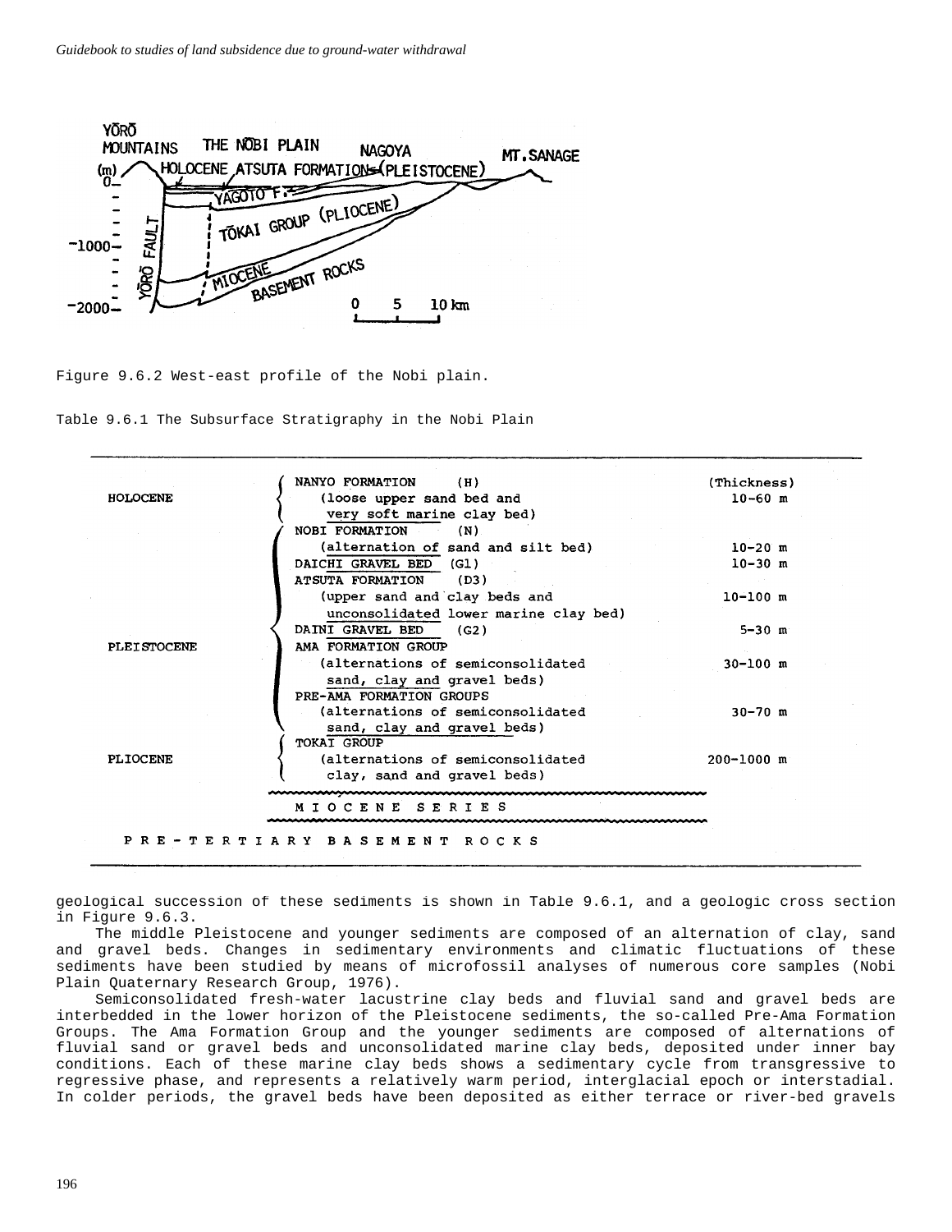Figure 9.6.2 West-east profile of the Nobi plain.

Table 9.6.1 The Subsurface Stratigraphy in the Nobi Plain

| | | (Thickness) |
|---|---|---|
| HOLOCENE | NANYO FORMATION (H) (loose upper sand bed and very soft marine clay bed) | 10-60 m |
| PLEISTOCENE | NOBI FORMATION (N) (alternation of sand and silt bed) | 10-20 m |
| | DAICHI GRAVEL BED (G1) | 10-30 m |
| | ATSUTA FORMATION (D3) (upper sand and clay beds and unconsolidated lower marine clay bed) | 10-100 m |
| | DAINI GRAVEL BED (G2) | 5-30 m |
| | AMA FORMATION GROUP (alternations of semiconsolidated sand, clay and gravel beds) | 30-100 m |
| | PRE-AMA FORMATION GROUPS (alternations of semiconsolidated sand, clay and gravel beds) | 30-70 m |
| PLIOCENE | TOKAI GROUP (alternations of semiconsolidated clay, sand and gravel beds) | 200-1000 m |
| | MIOCENE SERIES | |
| PRE-TERTIARY BASEMENT ROCKS | | |

geological succession of these sediments is shown in Table 9.6.1, and a geologic cross section in Figure 9.6.3.

The middle Pleistocene and younger sediments are composed of an alternation of clay, sand and gravel beds. Changes in sedimentary environments and climatic fluctuations of these sediments have been studied by means of microfossil analyses of numerous core samples (Nobi Plain Quaternary Research Group, 1976).

Semiconsolidated fresh-water lacustrine clay beds and fluvial sand and gravel beds are interbedded in the lower horizon of the Pleistocene sediments, the so-called Pre-Ama Formation Groups. The Ama Formation Group and the younger sediments are composed of alternations of fluvial sand or gravel beds and unconsolidated marine clay beds, deposited under inner bay conditions. Each of these marine clay beds shows a sedimentary cycle from transgressive to regressive phase, and represents a relatively warm period, interglacial epoch or interstadial. In colder periods, the gravel beds have been deposited as either terrace or river-bed gravels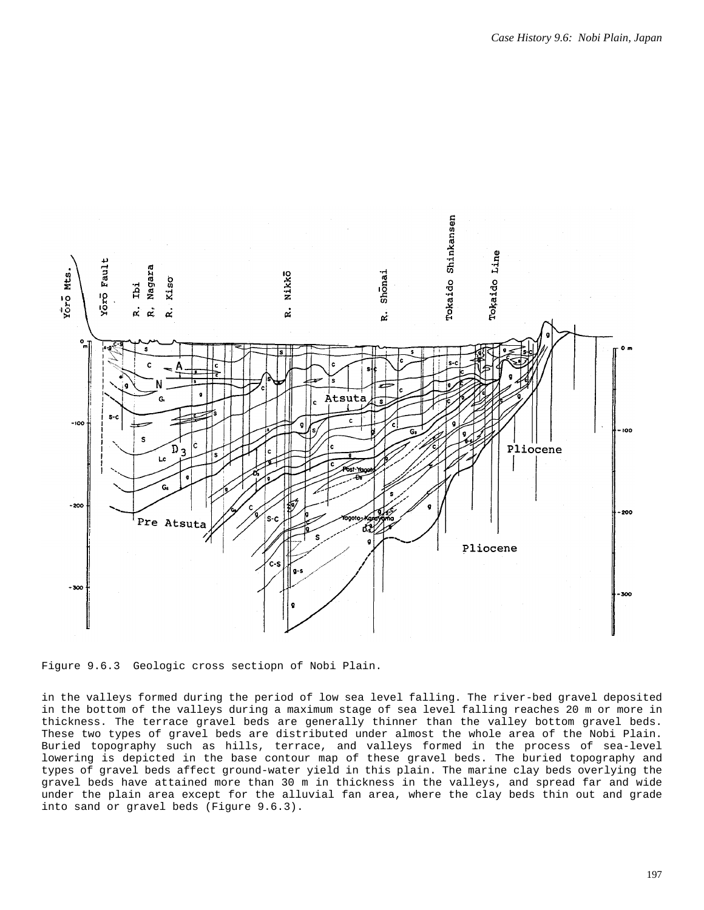Figure 9.6.3  Geologic cross sectiopn of Nobi Plain.

in the valleys formed during the period of low sea level falling. The river-bed gravel deposited in the bottom of the valleys during a maximum stage of sea level falling reaches 20 m or more in thickness. The terrace gravel beds are generally thinner than the valley bottom gravel beds. These two types of gravel beds are distributed under almost the whole area of the Nobi Plain. Buried topography such as hills, terrace, and valleys formed in the process of sea-level lowering is depicted in the base contour map of these gravel beds. The buried topography and types of gravel beds affect ground-water yield in this plain. The marine clay beds overlying the gravel beds have attained more than 30 m in thickness in the valleys, and spread far and wide under the plain area except for the alluvial fan area, where the clay beds thin out and grade into sand or gravel beds (Figure 9.6.3).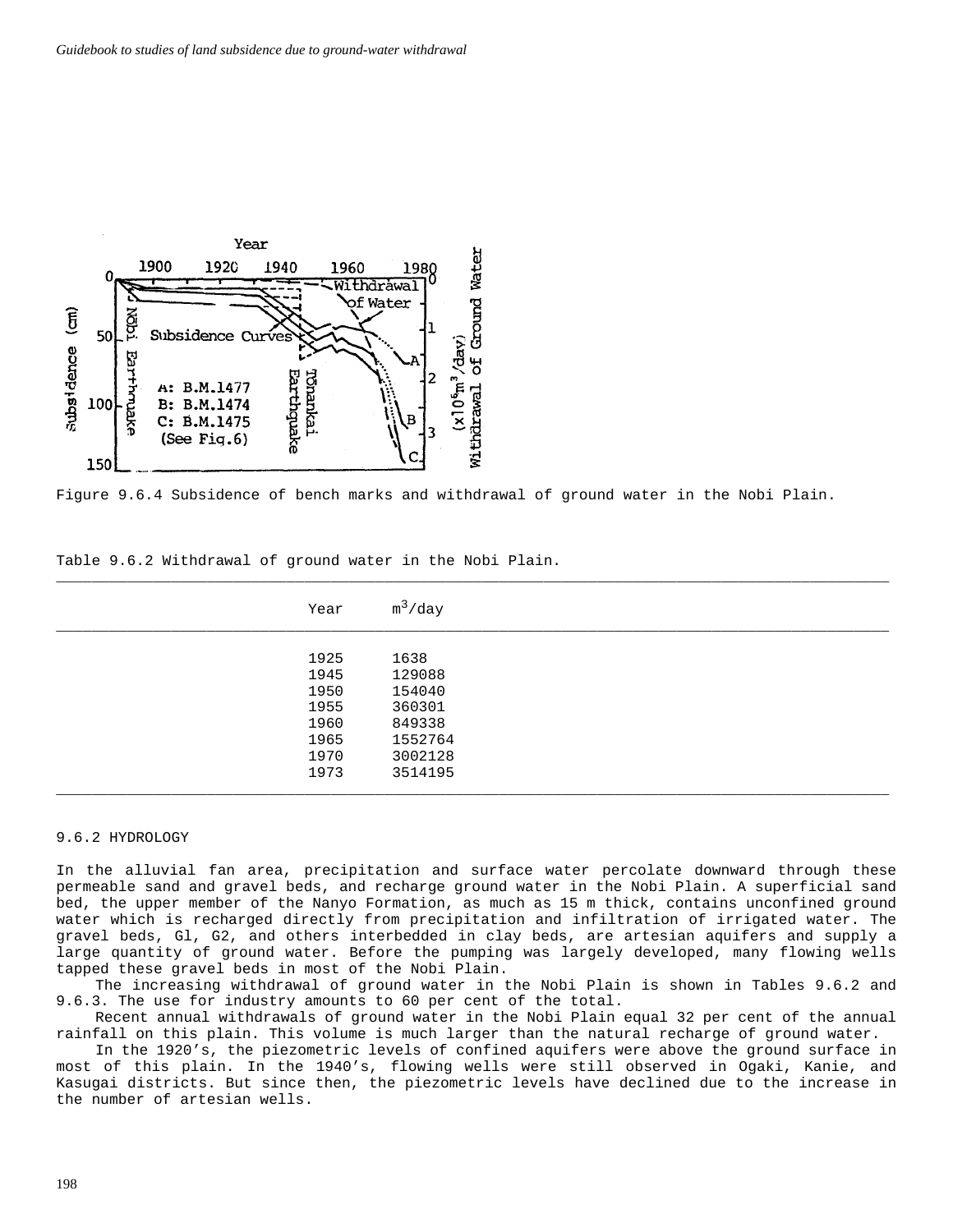Figure 9.6.4 Subsidence of bench marks and withdrawal of ground water in the Nobi Plain.

Table 9.6.2 Withdrawal of ground water in the Nobi Plain.

| Year | $m^3$/day |
|---|---|
| 1925 | 1638 |
| 1945 | 129088 |
| 1950 | 154040 |
| 1955 | 360301 |
| 1960 | 849338 |
| 1965 | 1552764 |
| 1970 | 3002128 |
| 1973 | 3514195 |

## 9.6.2 HYDROLOGY

In the alluvial fan area, precipitation and surface water percolate downward through these permeable sand and gravel beds, and recharge ground water in the Nobi Plain. A superficial sand bed, the upper member of the Nanyo Formation, as much as 15 m thick, contains unconfined ground water which is recharged directly from precipitation and infiltration of irrigated water. The gravel beds, Gl, G2, and others interbedded in clay beds, are artesian aquifers and supply a large quantity of ground water. Before the pumping was largely developed, many flowing wells tapped these gravel beds in most of the Nobi Plain.

The increasing withdrawal of ground water in the Nobi Plain is shown in Tables 9.6.2 and 9.6.3. The use for industry amounts to 60 per cent of the total.

Recent annual withdrawals of ground water in the Nobi Plain equal 32 per cent of the annual rainfall on this plain. This volume is much larger than the natural recharge of ground water.

In the 1920's, the piezometric levels of confined aquifers were above the ground surface in most of this plain. In the 1940's, flowing wells were still observed in Ogaki, Kanie, and Kasugai districts. But since then, the piezometric levels have declined due to the increase in the number of artesian wells.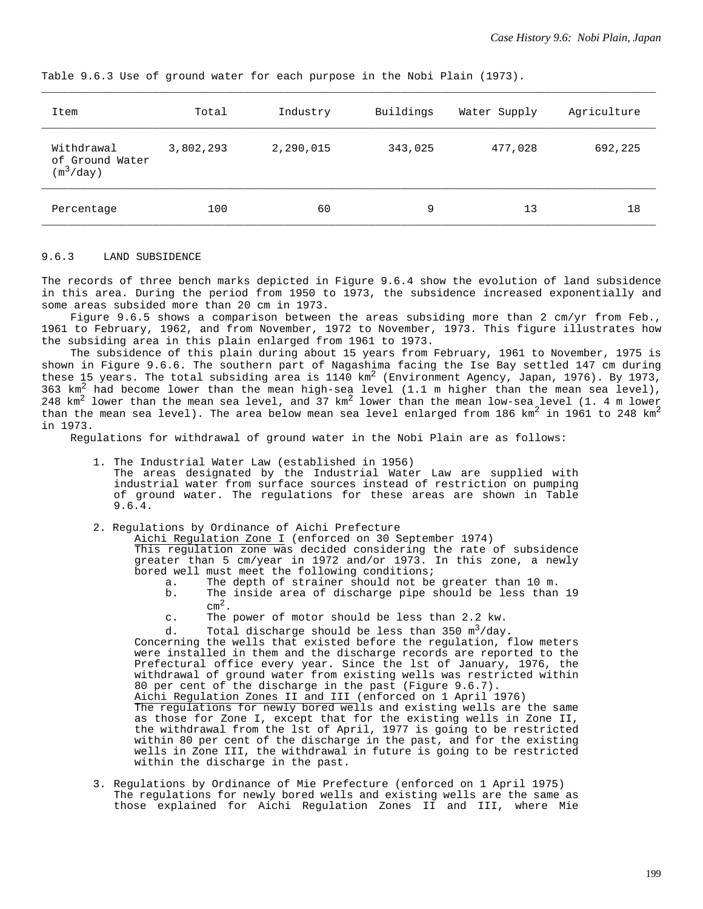Table 9.6.3 Use of ground water for each purpose in the Nobi Plain (1973).

| Item | Total | Industry | Buildings | Water Supply | Agriculture |
|---|---|---|---|---|---|
| Withdrawal of Ground Water ($m^3$/day) | 3,802,293 | 2,290,015 | 343,025 | 477,028 | 692,225 |
| Percentage | 100 | 60 | 9 | 13 | 18 |

### 9.6.3 LAND SUBSIDENCE

The records of three bench marks depicted in Figure 9.6.4 show the evolution of land subsidence in this area. During the period from 1950 to 1973, the subsidence increased exponentially and some areas subsided more than 20 cm in 1973.

Figure 9.6.5 shows a comparison between the areas subsiding more than 2 cm/yr from Feb., 1961 to February, 1962, and from November, 1972 to November, 1973. This figure illustrates how the subsiding area in this plain enlarged from 1961 to 1973.

The subsidence of this plain during about 15 years from February, 1961 to November, 1975 is shown in Figure 9.6.6. The southern part of Nagashima facing the Ise Bay settled 147 cm during these 15 years. The total subsiding area is 1140 $km^2$ (Environment Agency, Japan, 1976). By 1973, 363 $km^2$ had become lower than the mean high-sea level (1.1 m higher than the mean sea level), 248 $km^2$ lower than the mean sea level, and 37 $km^2$ lower than the mean low-sea level (1. 4 m lower than the mean sea level). The area below mean sea level enlarged from 186 $km^2$ in 1961 to 248 $km^2$ in 1973.

Regulations for withdrawal of ground water in the Nobi Plain are as follows:

1. The Industrial Water Law (established in 1956)
   The areas designated by the Industrial Water Law are supplied with industrial water from surface sources instead of restriction on pumping of ground water. The regulations for these areas are shown in Table 9.6.4.

2. Regulations by Ordinance of Aichi Prefecture
   <u>Aichi Regulation Zone I</u> (enforced on 30 September 1974)
   This regulation zone was decided considering the rate of subsidence greater than 5 cm/year in 1972 and/or 1973. In this zone, a newly bored well must meet the following conditions;
   a. The depth of strainer should not be greater than 10 m.
   b. The inside area of discharge pipe should be less than 19 $cm^2$.
   c. The power of motor should be less than 2.2 kw.
   d. Total discharge should be less than 350 $m^3$/day.

   Concerning the wells that existed before the regulation, flow meters were installed in them and the discharge records are reported to the Prefectural office every year. Since the lst of January, 1976, the withdrawal of ground water from existing wells was restricted within 80 per cent of the discharge in the past (Figure 9.6.7).
   <u>Aichi Regulation Zones II and III</u> (enforced on 1 April 1976)
   The regulations for newly bored wells and existing wells are the same as those for Zone I, except that for the existing wells in Zone II, the withdrawal from the lst of April, 1977 is going to be restricted within 80 per cent of the discharge in the past, and for the existing wells in Zone III, the withdrawal in future is going to be restricted within the discharge in the past.

3. Regulations by Ordinance of Mie Prefecture (enforced on 1 April 1975)
   The regulations for newly bored wells and existing wells are the same as those explained for Aichi Regulation Zones II and III, where Mie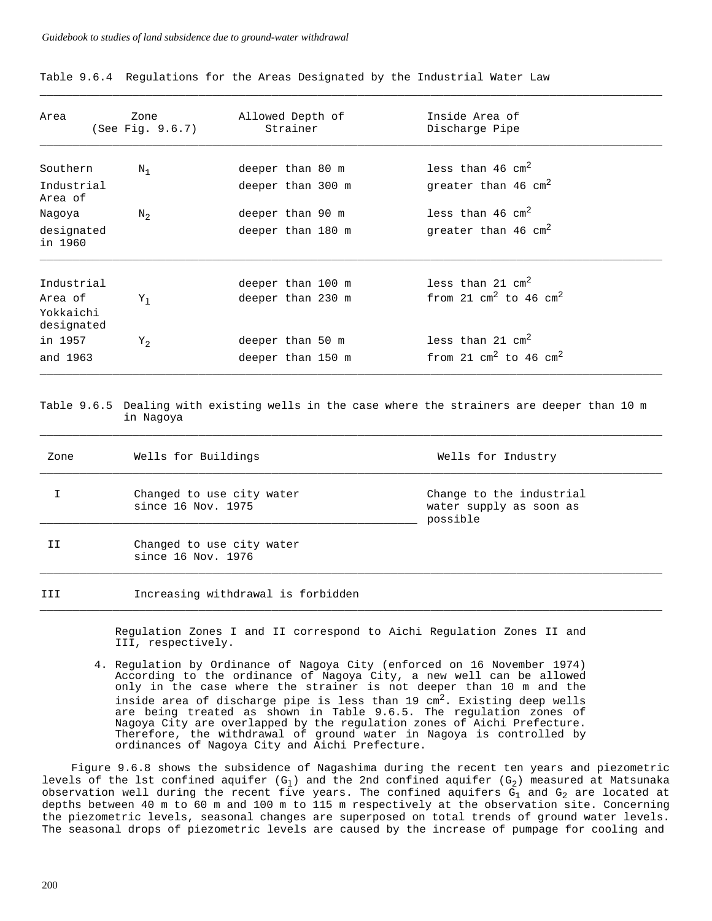Table 9.6.4 Regulations for the Areas Designated by the Industrial Water Law

| Area | Zone (See Fig. 9.6.7) | Allowed Depth of Strainer | Inside Area of Discharge Pipe |
|---|---|---|---|
| Southern | $N_1$ | deeper than 80 m | less than 46 $cm^2$ |
| Industrial Area of | | deeper than 300 m | greater than 46 $cm^2$ |
| Nagoya | $N_2$ | deeper than 90 m | less than 46 $cm^2$ |
| designated in 1960 | | deeper than 180 m | greater than 46 $cm^2$ |
| Industrial | | deeper than 100 m | less than 21 $cm^2$ |
| Area of | $Y_1$ | deeper than 230 m | from 21 $cm^2$ to 46 $cm^2$ |
| Yokkaichi designated | | | |
| in 1957 | $Y_2$ | deeper than 50 m | less than 21 $cm^2$ |
| and 1963 | | deeper than 150 m | from 21 $cm^2$ to 46 $cm^2$ |

Table 9.6.5 Dealing with existing wells in the case where the strainers are deeper than 10 m in Nagoya

| Zone | Wells for Buildings | Wells for Industry |
|---|---|---|
| I | Changed to use city water since 16 Nov. 1975 | Change to the industrial water supply as soon as possible |
| II | Changed to use city water since 16 Nov. 1976 | |
| III | Increasing withdrawal is forbidden | |

Regulation Zones I and II correspond to Aichi Regulation Zones II and III, respectively.

4. Regulation by Ordinance of Nagoya City (enforced on 16 November 1974) According to the ordinance of Nagoya City, a new well can be allowed only in the case where the strainer is not deeper than 10 m and the inside area of discharge pipe is less than 19 $cm^2$. Existing deep wells are being treated as shown in Table 9.6.5. The regulation zones of Nagoya City are overlapped by the regulation zones of Aichi Prefecture. Therefore, the withdrawal of ground water in Nagoya is controlled by ordinances of Nagoya City and Aichi Prefecture.

Figure 9.6.8 shows the subsidence of Nagashima during the recent ten years and piezometric levels of the lst confined aquifer ($G_1$) and the 2nd confined aquifer ($G_2$) measured at Matsunaka observation well during the recent five years. The confined aquifers $G_1$ and $G_2$ are located at depths between 40 m to 60 m and 100 m to 115 m respectively at the observation site. Concerning the piezometric levels, seasonal changes are superposed on total trends of ground water levels. The seasonal drops of piezometric levels are caused by the increase of pumpage for cooling and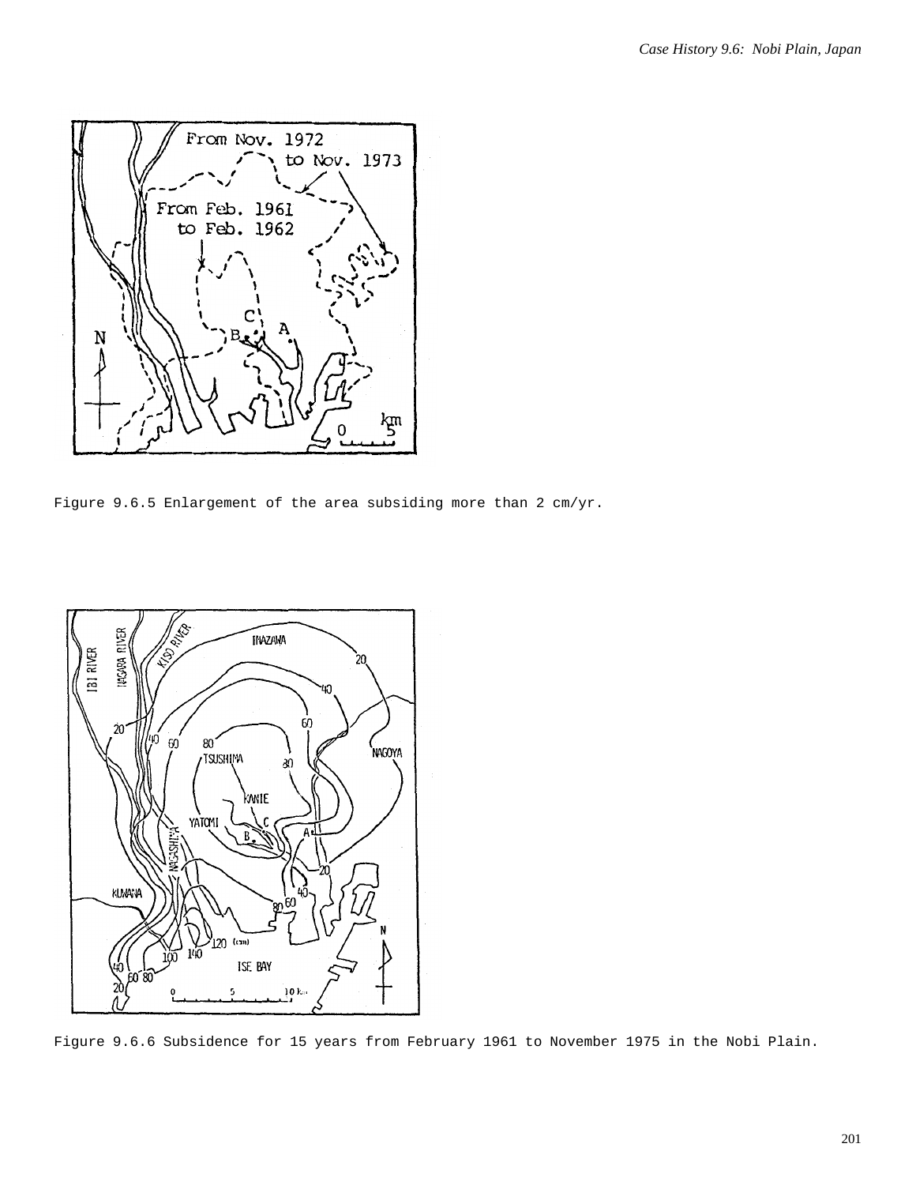Figure 9.6.5 Enlargement of the area subsiding more than 2 cm/yr.

Figure 9.6.6 Subsidence for 15 years from February 1961 to November 1975 in the Nobi Plain.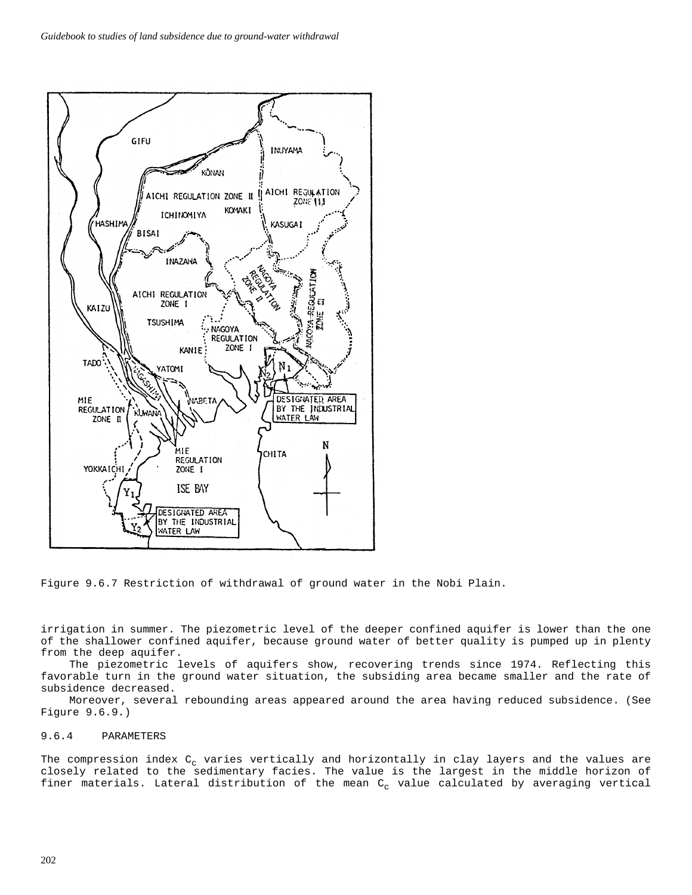Figure 9.6.7 Restriction of withdrawal of ground water in the Nobi Plain.

irrigation in summer. The piezometric level of the deeper confined aquifer is lower than the one of the shallower confined aquifer, because ground water of better quality is pumped up in plenty from the deep aquifer.

The piezometric levels of aquifers show, recovering trends since 1974. Reflecting this favorable turn in the ground water situation, the subsiding area became smaller and the rate of subsidence decreased.

Moreover, several rebounding areas appeared around the area having reduced subsidence. (See Figure 9.6.9.)

### 9.6.4 PARAMETERS

The compression index $C_c$ varies vertically and horizontally in clay layers and the values are closely related to the sedimentary facies. The value is the largest in the middle horizon of finer materials. Lateral distribution of the mean $C_c$ value calculated by averaging vertical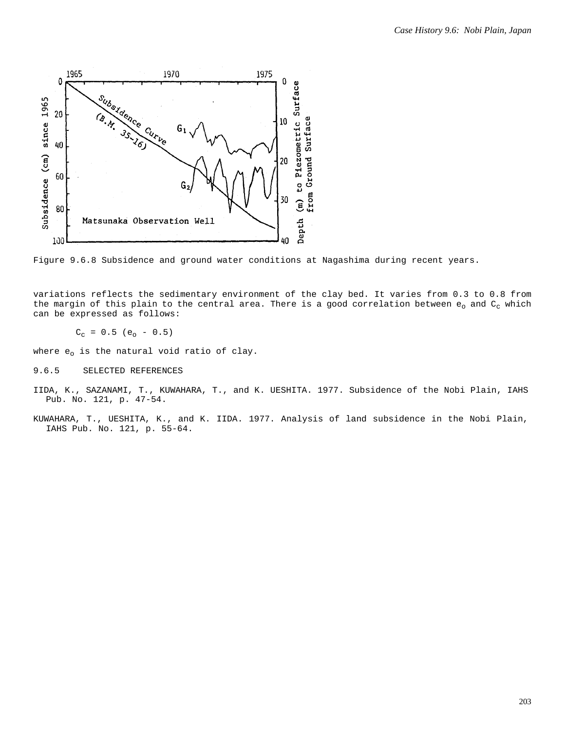Figure 9.6.8 Subsidence and ground water conditions at Nagashima during recent years.

variations reflects the sedimentary environment of the clay bed. It varies from 0.3 to 0.8 from the margin of this plain to the central area. There is a good correlation between $e_o$ and $C_c$ which can be expressed as follows:

$$C_c = 0.5\ (e_o - 0.5)$$

where $e_o$ is the natural void ratio of clay.

## 9.6.5 SELECTED REFERENCES

IIDA, K., SAZANAMI, T., KUWAHARA, T., and K. UESHITA. 1977. Subsidence of the Nobi Plain, IAHS Pub. No. 121, p. 47-54.

KUWAHARA, T., UESHITA, K., and K. IIDA. 1977. Analysis of land subsidence in the Nobi Plain, IAHS Pub. No. 121, p. 55-64.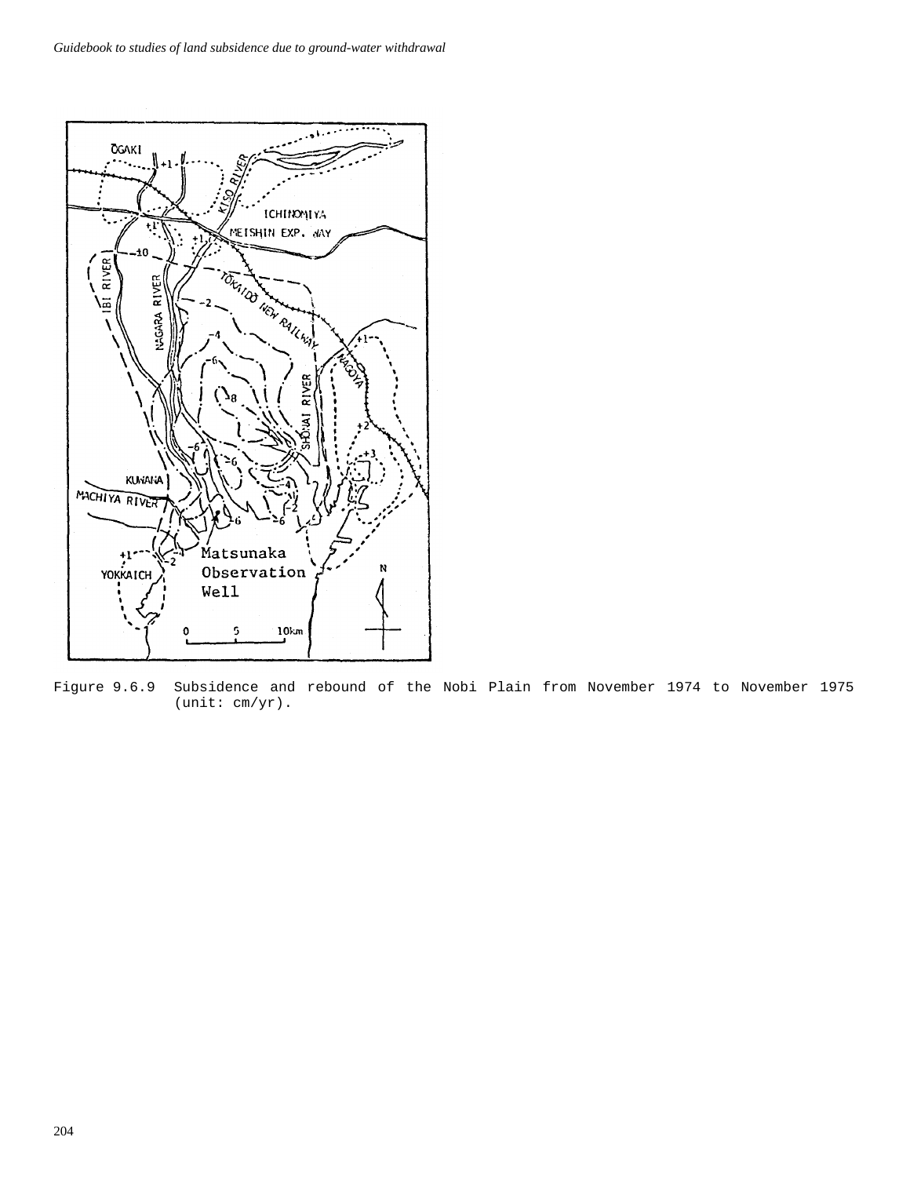ŌGAKI

+1

KISO RIVER

ICHINOMIYA

+1

+1

MEISHIN EXP. WAY

-10

IBI RIVER

NAGARA RIVER

TŌKAIDŌ NEW RAILWAY

-2

-4

-6

-8

SHŌNAI RIVER

NAGOYA

+1

+2

+3

-6

-6

-4

-2

-6

-6

KUWANA

MACHIYA RIVER

+1

-2

YOKKAICH

Matsunaka Observation Well

N

0 5 10km

Figure 9.6.9 Subsidence and rebound of the Nobi Plain from November 1974 to November 1975 (unit: cm/yr).